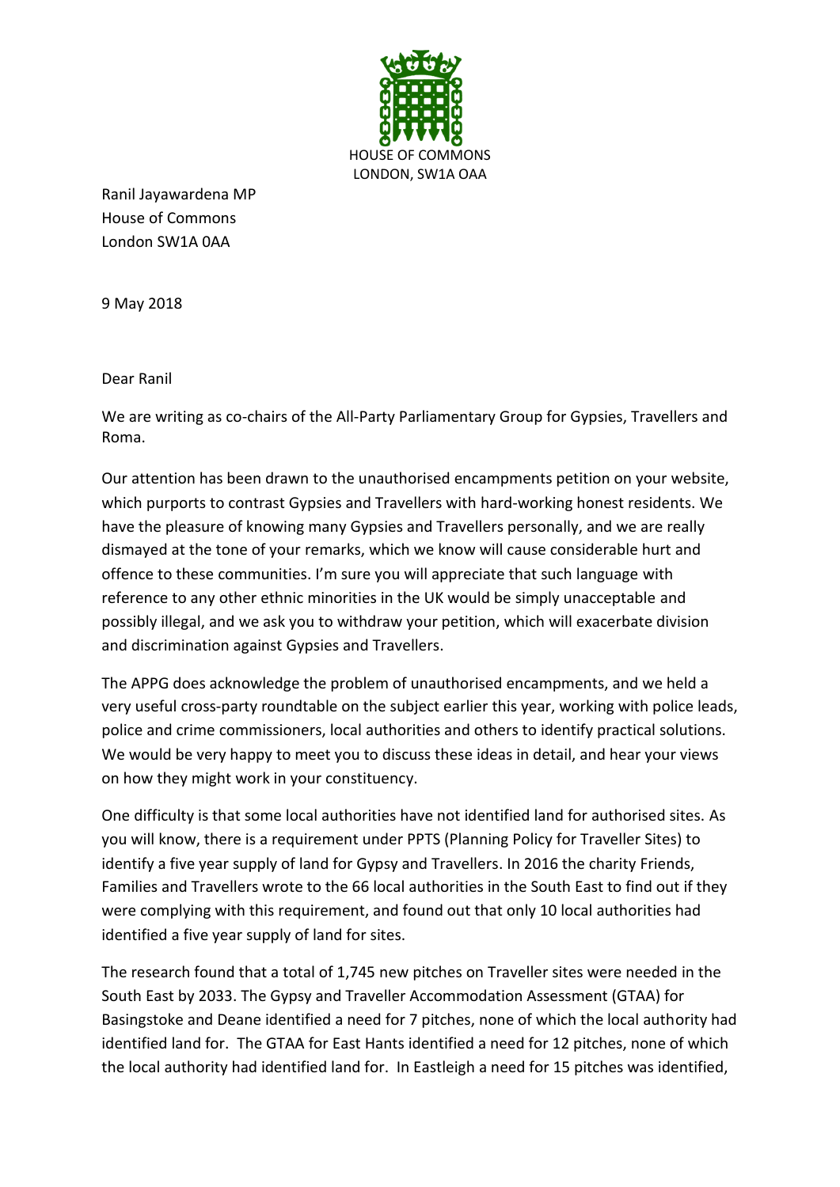HOUSE OF COMMONS
LONDON, SW1A OAA

Ranil Jayawardena MP
House of Commons
London SW1A 0AA

9 May 2018

Dear Ranil

We are writing as co-chairs of the All-Party Parliamentary Group for Gypsies, Travellers and Roma.

Our attention has been drawn to the unauthorised encampments petition on your website, which purports to contrast Gypsies and Travellers with hard-working honest residents. We have the pleasure of knowing many Gypsies and Travellers personally, and we are really dismayed at the tone of your remarks, which we know will cause considerable hurt and offence to these communities. I'm sure you will appreciate that such language with reference to any other ethnic minorities in the UK would be simply unacceptable and possibly illegal, and we ask you to withdraw your petition, which will exacerbate division and discrimination against Gypsies and Travellers.

The APPG does acknowledge the problem of unauthorised encampments, and we held a very useful cross-party roundtable on the subject earlier this year, working with police leads, police and crime commissioners, local authorities and others to identify practical solutions. We would be very happy to meet you to discuss these ideas in detail, and hear your views on how they might work in your constituency.

One difficulty is that some local authorities have not identified land for authorised sites. As you will know, there is a requirement under PPTS (Planning Policy for Traveller Sites) to identify a five year supply of land for Gypsy and Travellers. In 2016 the charity Friends, Families and Travellers wrote to the 66 local authorities in the South East to find out if they were complying with this requirement, and found out that only 10 local authorities had identified a five year supply of land for sites.

The research found that a total of 1,745 new pitches on Traveller sites were needed in the South East by 2033. The Gypsy and Traveller Accommodation Assessment (GTAA) for Basingstoke and Deane identified a need for 7 pitches, none of which the local authority had identified land for. The GTAA for East Hants identified a need for 12 pitches, none of which the local authority had identified land for. In Eastleigh a need for 15 pitches was identified,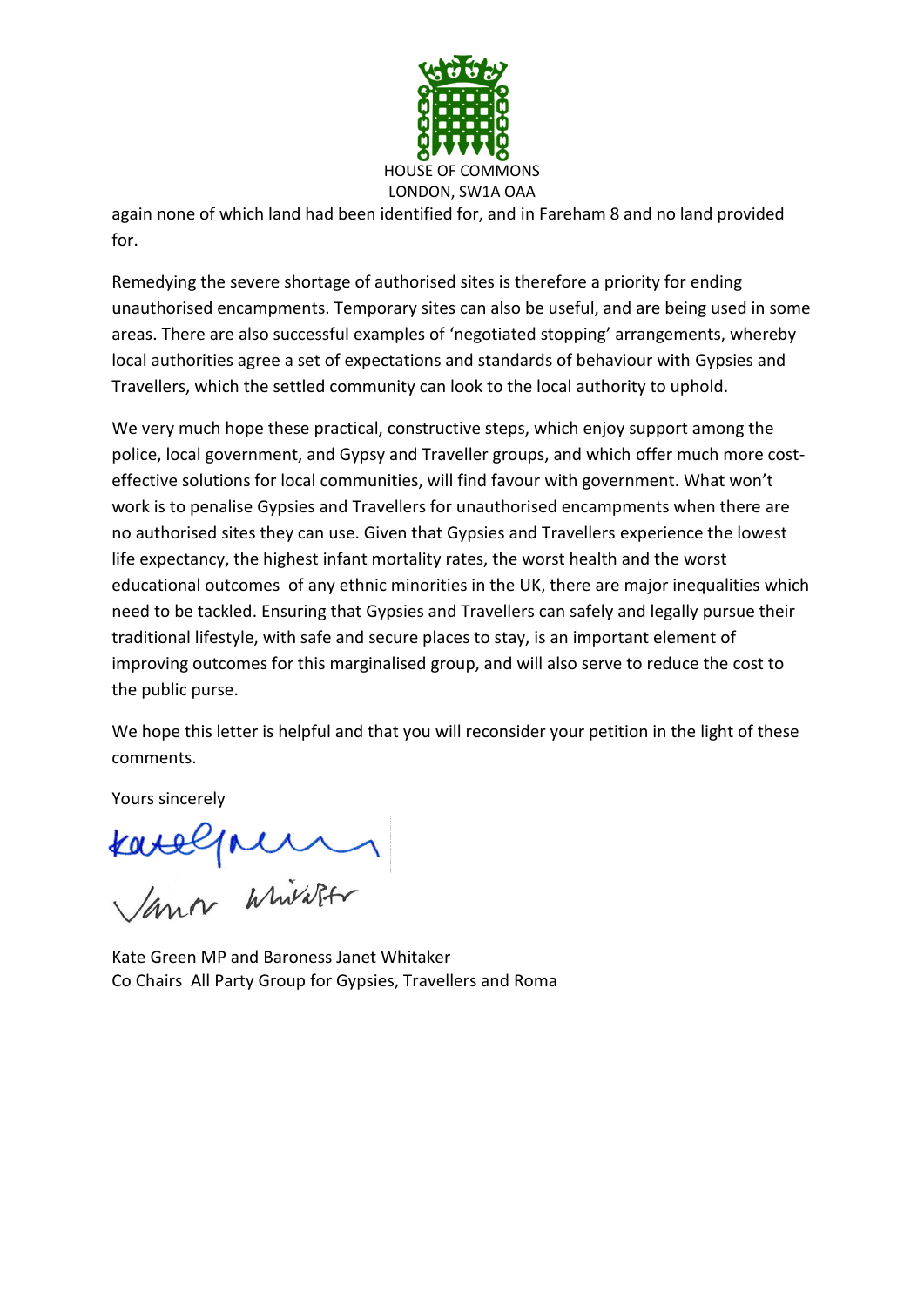HOUSE OF COMMONS
LONDON, SW1A OAA

again none of which land had been identified for, and in Fareham 8 and no land provided for.

Remedying the severe shortage of authorised sites is therefore a priority for ending unauthorised encampments. Temporary sites can also be useful, and are being used in some areas. There are also successful examples of 'negotiated stopping' arrangements, whereby local authorities agree a set of expectations and standards of behaviour with Gypsies and Travellers, which the settled community can look to the local authority to uphold.

We very much hope these practical, constructive steps, which enjoy support among the police, local government, and Gypsy and Traveller groups, and which offer much more cost-effective solutions for local communities, will find favour with government. What won't work is to penalise Gypsies and Travellers for unauthorised encampments when there are no authorised sites they can use. Given that Gypsies and Travellers experience the lowest life expectancy, the highest infant mortality rates, the worst health and the worst educational outcomes of any ethnic minorities in the UK, there are major inequalities which need to be tackled. Ensuring that Gypsies and Travellers can safely and legally pursue their traditional lifestyle, with safe and secure places to stay, is an important element of improving outcomes for this marginalised group, and will also serve to reduce the cost to the public purse.

We hope this letter is helpful and that you will reconsider your petition in the light of these comments.

Yours sincerely

Kate Green MP and Baroness Janet Whitaker
Co Chairs All Party Group for Gypsies, Travellers and Roma